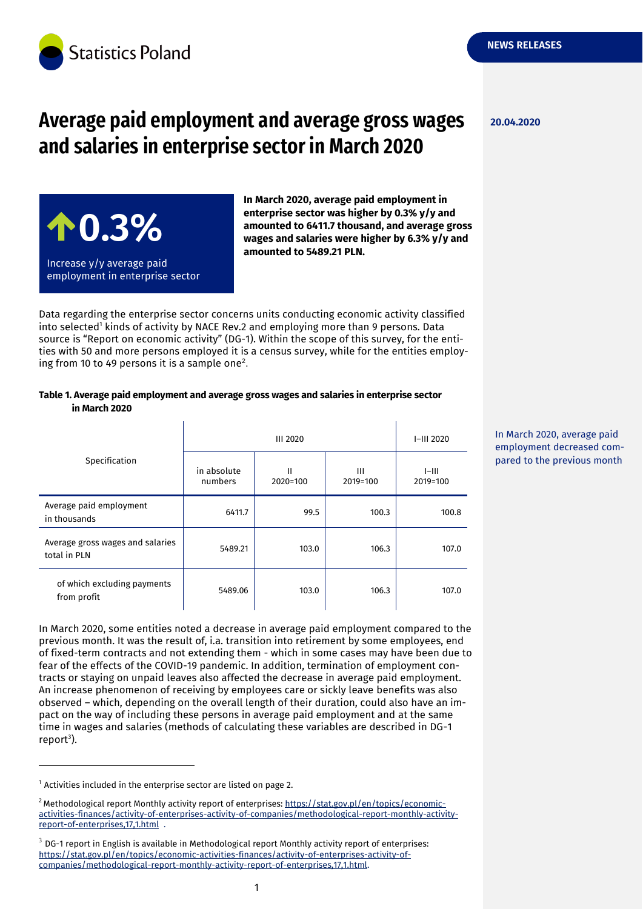Statistics Poland

NEWS RELEASES

20.04.2020

# Average paid employment and average gross wages and salaries in enterprise sector in March 2020

**↑0.3%**

Increase y/y average paid employment in enterprise sector

**In March 2020, average paid employment in enterprise sector was higher by 0.3% y/y and amounted to 6411.7 thousand, and average gross wages and salaries were higher by 6.3% y/y and amounted to 5489.21 PLN.**

Data regarding the enterprise sector concerns units conducting economic activity classified into selected[1] kinds of activity by NACE Rev.2 and employing more than 9 persons. Data source is "Report on economic activity" (DG-1). Within the scope of this survey, for the entities with 50 and more persons employed it is a census survey, while for the entities employing from 10 to 49 persons it is a sample one[2].

**Table 1. Average paid employment and average gross wages and salaries in enterprise sector in March 2020**

| Specification | III 2020 | | | I–III 2020 |
|---|---|---|---|---|
| | in absolute numbers | II 2020=100 | III 2019=100 | I–III 2019=100 |
| Average paid employment in thousands | 6411.7 | 99.5 | 100.3 | 100.8 |
| Average gross wages and salaries total in PLN | 5489.21 | 103.0 | 106.3 | 107.0 |
| of which excluding payments from profit | 5489.06 | 103.0 | 106.3 | 107.0 |

In March 2020, average paid employment decreased compared to the previous month

In March 2020, some entities noted a decrease in average paid employment compared to the previous month. It was the result of, i.a. transition into retirement by some employees, end of fixed-term contracts and not extending them - which in some cases may have been due to fear of the effects of the COVID-19 pandemic. In addition, termination of employment contracts or staying on unpaid leaves also affected the decrease in average paid employment. An increase phenomenon of receiving by employees care or sickly leave benefits was also observed – which, depending on the overall length of their duration, could also have an impact on the way of including these persons in average paid employment and at the same time in wages and salaries (methods of calculating these variables are described in DG-1 report[3]).

---

[1] Activities included in the enterprise sector are listed on page 2.

[2] Methodological report Monthly activity report of enterprises: https://stat.gov.pl/en/topics/economic-activities-finances/activity-of-enterprises-activity-of-companies/methodological-report-monthly-activity-report-of-enterprises,17,1.html .

[3] DG-1 report in English is available in Methodological report Monthly activity report of enterprises: https://stat.gov.pl/en/topics/economic-activities-finances/activity-of-enterprises-activity-of-companies/methodological-report-monthly-activity-report-of-enterprises,17,1.html.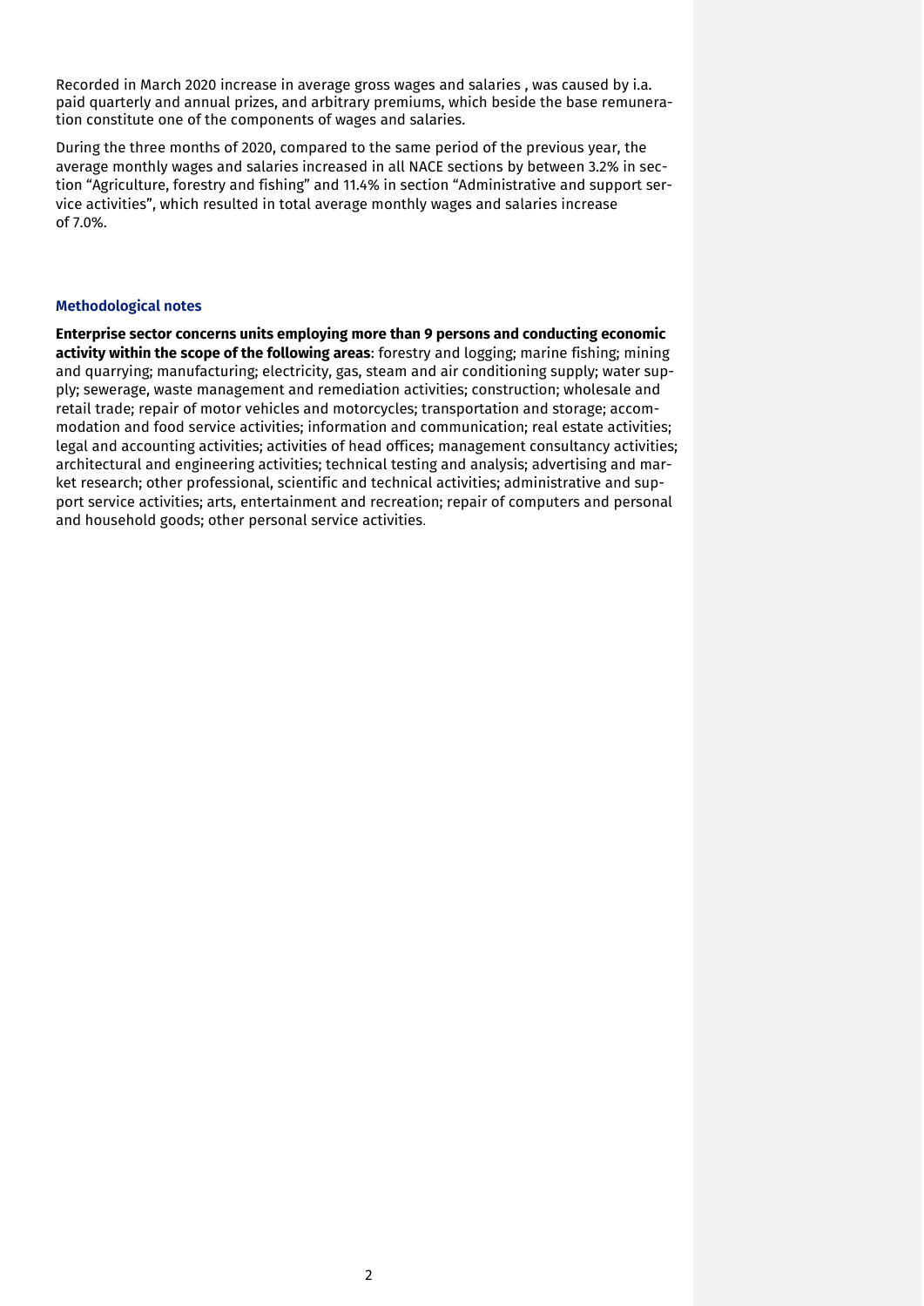Recorded in March 2020 increase in average gross wages and salaries , was caused by i.a. paid quarterly and annual prizes, and arbitrary premiums, which beside the base remuneration constitute one of the components of wages and salaries.

During the three months of 2020, compared to the same period of the previous year, the average monthly wages and salaries increased in all NACE sections by between 3.2% in section "Agriculture, forestry and fishing" and 11.4% in section "Administrative and support service activities", which resulted in total average monthly wages and salaries increase of 7.0%.

### Methodological notes

**Enterprise sector concerns units employing more than 9 persons and conducting economic activity within the scope of the following areas**: forestry and logging; marine fishing; mining and quarrying; manufacturing; electricity, gas, steam and air conditioning supply; water supply; sewerage, waste management and remediation activities; construction; wholesale and retail trade; repair of motor vehicles and motorcycles; transportation and storage; accommodation and food service activities; information and communication; real estate activities; legal and accounting activities; activities of head offices; management consultancy activities; architectural and engineering activities; technical testing and analysis; advertising and market research; other professional, scientific and technical activities; administrative and support service activities; arts, entertainment and recreation; repair of computers and personal and household goods; other personal service activities.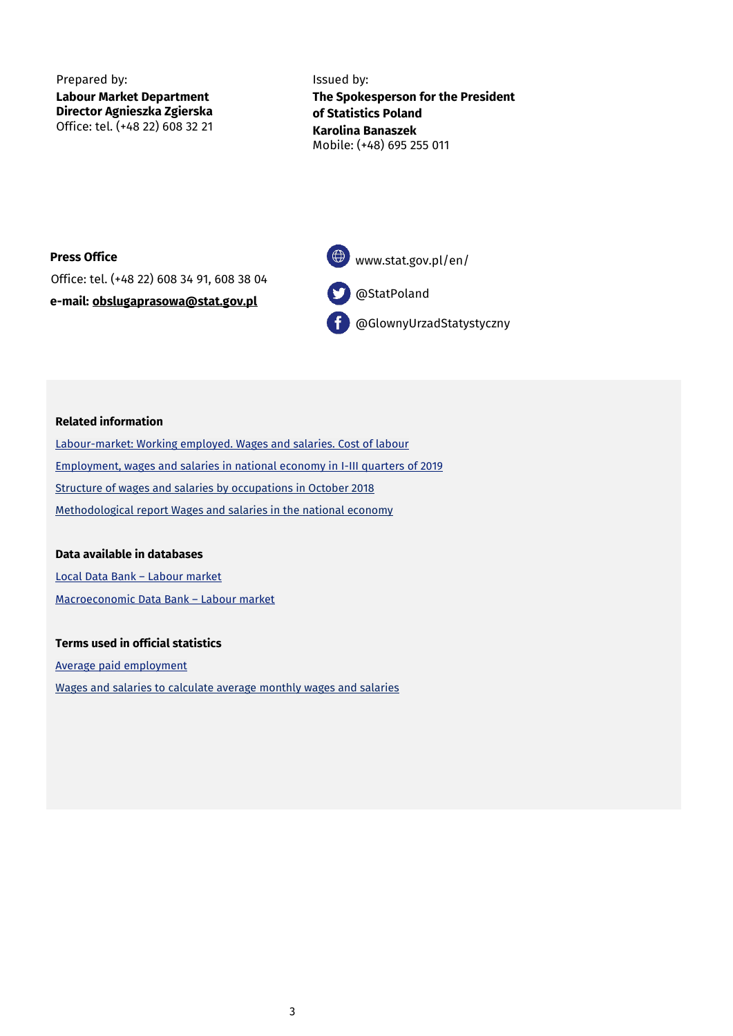Prepared by:
**Labour Market Department**
**Director Agnieszka Zgierska**
Office: tel. (+48 22) 608 32 21

Issued by:
**The Spokesperson for the President of Statistics Poland**
**Karolina Banaszek**
Mobile: (+48) 695 255 011

**Press Office**
Office: tel. (+48 22) 608 34 91, 608 38 04
**e-mail: obslugaprasowa@stat.gov.pl**

www.stat.gov.pl/en/
@StatPoland
@GlownyUrzadStatystyczny

**Related information**

Labour-market: Working employed. Wages and salaries. Cost of labour

Employment, wages and salaries in national economy in I-III quarters of 2019

Structure of wages and salaries by occupations in October 2018

Methodological report Wages and salaries in the national economy

**Data available in databases**

Local Data Bank – Labour market

Macroeconomic Data Bank – Labour market

**Terms used in official statistics**

Average paid employment

Wages and salaries to calculate average monthly wages and salaries